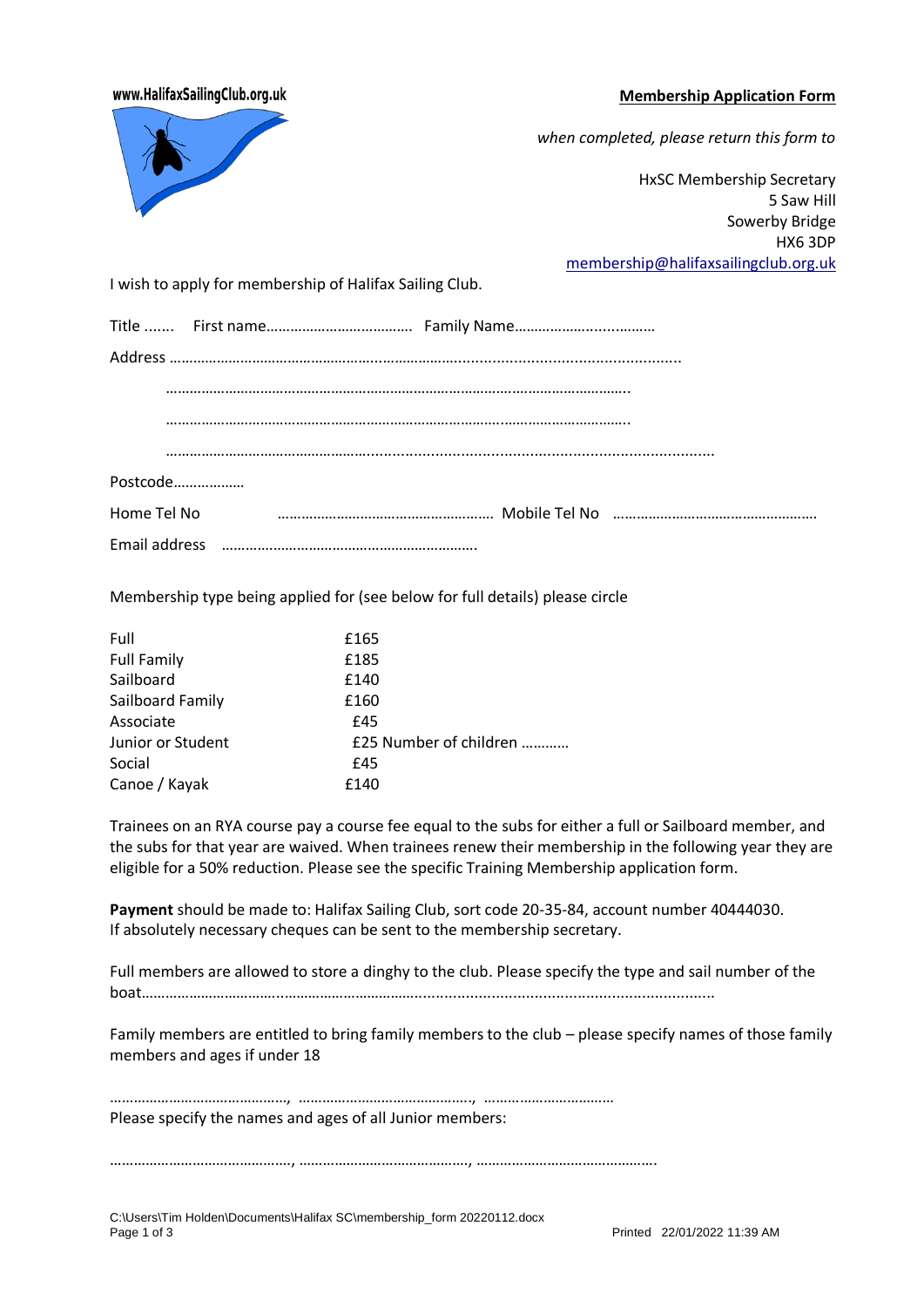www.HalifaxSailingClub.org.uk

**Membership Application Form**

*when completed, please return this form to*

HxSC Membership Secretary
5 Saw Hill
Sowerby Bridge
HX6 3DP
membership@halifaxsailingclub.org.uk

I wish to apply for membership of Halifax Sailing Club.

Title ....... First name……………………………… Family Name……………………..……….

Address ………………………………………………………………..............................................

……………………………………………………………………………………………….

……………………………………………………………………………………………….

……………………………………………..............................................................

Postcode………………

Home Tel No ……………………………………………… Mobile Tel No ……………………………………………

Email address ………………………………………………………..

Membership type being applied for (see below for full details) please circle

| | |
|---|---|
| Full | £165 |
| Full Family | £185 |
| Sailboard | £140 |
| Sailboard Family | £160 |
| Associate | £45 |
| Junior or Student | £25 Number of children ……….. |
| Social | £45 |
| Canoe / Kayak | £140 |

Trainees on an RYA course pay a course fee equal to the subs for either a full or Sailboard member, and the subs for that year are waived. When trainees renew their membership in the following year they are eligible for a 50% reduction. Please see the specific Training Membership application form.

**Payment** should be made to: Halifax Sailing Club, sort code 20-35-84, account number 40444030.
If absolutely necessary cheques can be sent to the membership secretary.

Full members are allowed to store a dinghy to the club. Please specify the type and sail number of the boat……………………………..…………………………….....................................................................

Family members are entitled to bring family members to the club – please specify names of those family members and ages if under 18

………………………………………, ……………………………………., ……………………………

Please specify the names and ages of all Junior members:

………………………………………, ……………………………………, ……………………………………….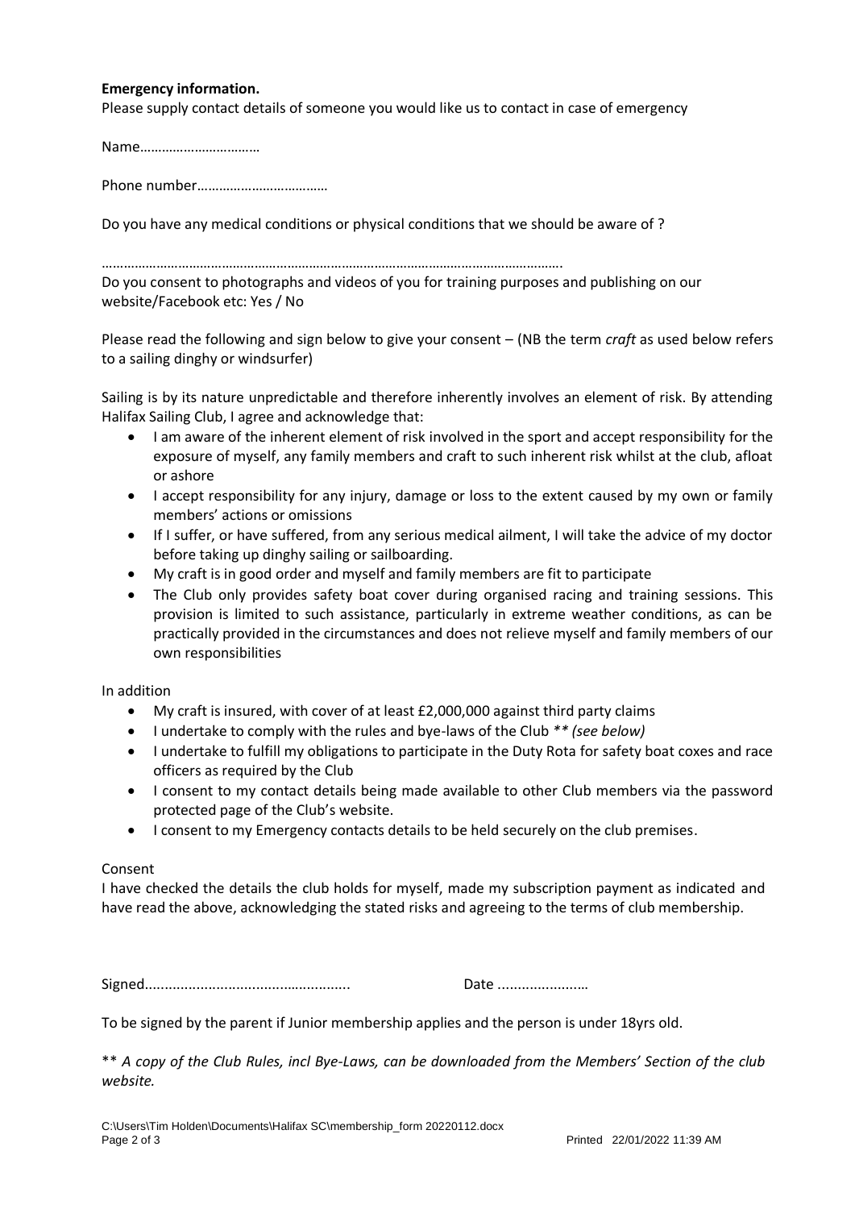**Emergency information.**

Please supply contact details of someone you would like us to contact in case of emergency

Name……………………………

Phone number………………………………

Do you have any medical conditions or physical conditions that we should be aware of ?

…………………………………………………………………………………………………………….

Do you consent to photographs and videos of you for training purposes and publishing on our website/Facebook etc: Yes / No

Please read the following and sign below to give your consent – (NB the term *craft* as used below refers to a sailing dinghy or windsurfer)

Sailing is by its nature unpredictable and therefore inherently involves an element of risk. By attending Halifax Sailing Club, I agree and acknowledge that:

- I am aware of the inherent element of risk involved in the sport and accept responsibility for the exposure of myself, any family members and craft to such inherent risk whilst at the club, afloat or ashore
- I accept responsibility for any injury, damage or loss to the extent caused by my own or family members' actions or omissions
- If I suffer, or have suffered, from any serious medical ailment, I will take the advice of my doctor before taking up dinghy sailing or sailboarding.
- My craft is in good order and myself and family members are fit to participate
- The Club only provides safety boat cover during organised racing and training sessions. This provision is limited to such assistance, particularly in extreme weather conditions, as can be practically provided in the circumstances and does not relieve myself and family members of our own responsibilities

In addition

- My craft is insured, with cover of at least £2,000,000 against third party claims
- I undertake to comply with the rules and bye-laws of the Club *\*\* (see below)*
- I undertake to fulfill my obligations to participate in the Duty Rota for safety boat coxes and race officers as required by the Club
- I consent to my contact details being made available to other Club members via the password protected page of the Club's website.
- I consent to my Emergency contacts details to be held securely on the club premises.

Consent

I have checked the details the club holds for myself, made my subscription payment as indicated and have read the above, acknowledging the stated risks and agreeing to the terms of club membership.

Signed..................................................... Date ......................

To be signed by the parent if Junior membership applies and the person is under 18yrs old.

\*\* *A copy of the Club Rules, incl Bye-Laws, can be downloaded from the Members' Section of the club website.*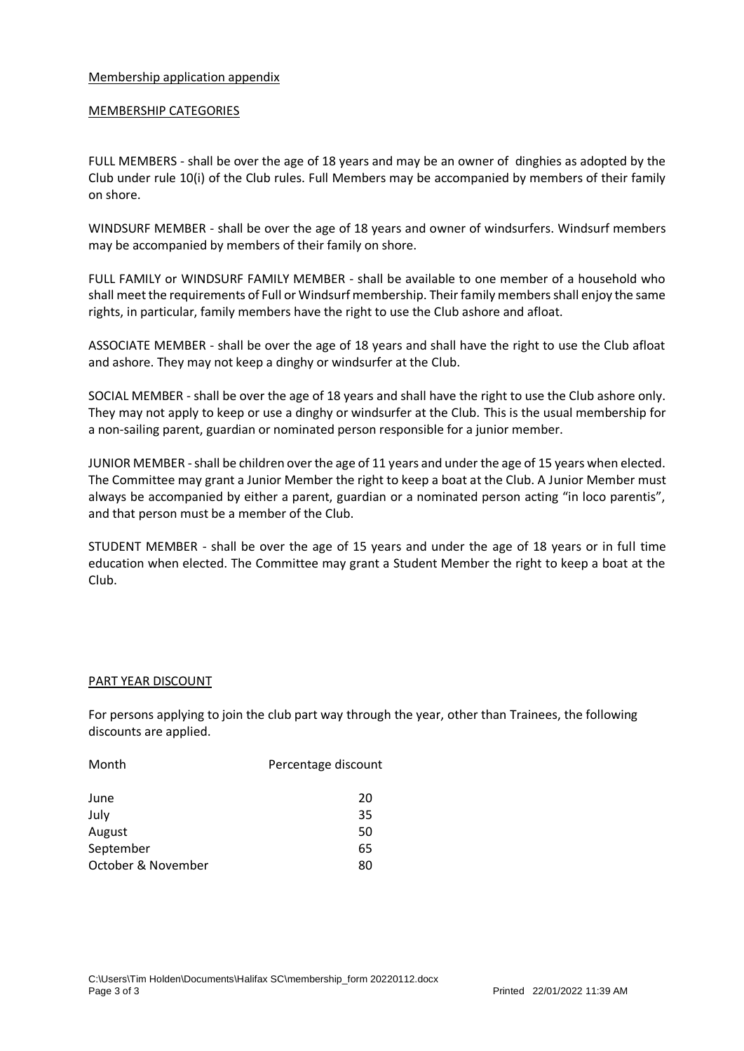Membership application appendix

MEMBERSHIP CATEGORIES

FULL MEMBERS - shall be over the age of 18 years and may be an owner of dinghies as adopted by the Club under rule 10(i) of the Club rules. Full Members may be accompanied by members of their family on shore.

WINDSURF MEMBER - shall be over the age of 18 years and owner of windsurfers. Windsurf members may be accompanied by members of their family on shore.

FULL FAMILY or WINDSURF FAMILY MEMBER - shall be available to one member of a household who shall meet the requirements of Full or Windsurf membership. Their family members shall enjoy the same rights, in particular, family members have the right to use the Club ashore and afloat.

ASSOCIATE MEMBER - shall be over the age of 18 years and shall have the right to use the Club afloat and ashore. They may not keep a dinghy or windsurfer at the Club.

SOCIAL MEMBER - shall be over the age of 18 years and shall have the right to use the Club ashore only. They may not apply to keep or use a dinghy or windsurfer at the Club. This is the usual membership for a non-sailing parent, guardian or nominated person responsible for a junior member.

JUNIOR MEMBER - shall be children over the age of 11 years and under the age of 15 years when elected. The Committee may grant a Junior Member the right to keep a boat at the Club. A Junior Member must always be accompanied by either a parent, guardian or a nominated person acting "in loco parentis", and that person must be a member of the Club.

STUDENT MEMBER - shall be over the age of 15 years and under the age of 18 years or in full time education when elected. The Committee may grant a Student Member the right to keep a boat at the Club.

PART YEAR DISCOUNT

For persons applying to join the club part way through the year, other than Trainees, the following discounts are applied.

| Month | Percentage discount |
|---|---|
| June | 20 |
| July | 35 |
| August | 50 |
| September | 65 |
| October & November | 80 |